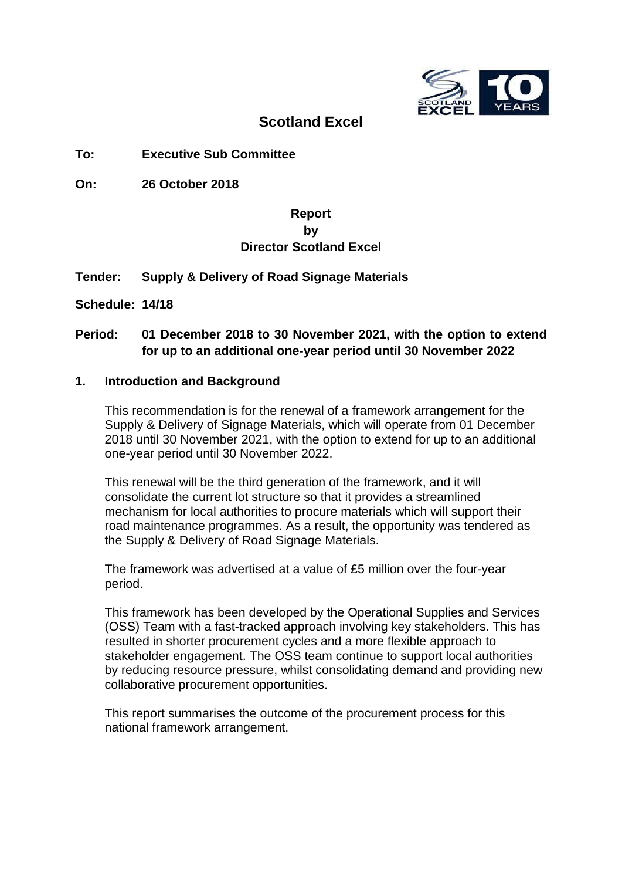# Scotland Excel

**To:** **Executive Sub Committee**

**On:** **26 October 2018**

**Report**
**by**
**Director Scotland Excel**

**Tender:** **Supply & Delivery of Road Signage Materials**

**Schedule: 14/18**

**Period:** **01 December 2018 to 30 November 2021, with the option to extend for up to an additional one-year period until 30 November 2022**

## 1. Introduction and Background

This recommendation is for the renewal of a framework arrangement for the Supply & Delivery of Signage Materials, which will operate from 01 December 2018 until 30 November 2021, with the option to extend for up to an additional one-year period until 30 November 2022.

This renewal will be the third generation of the framework, and it will consolidate the current lot structure so that it provides a streamlined mechanism for local authorities to procure materials which will support their road maintenance programmes. As a result, the opportunity was tendered as the Supply & Delivery of Road Signage Materials.

The framework was advertised at a value of £5 million over the four-year period.

This framework has been developed by the Operational Supplies and Services (OSS) Team with a fast-tracked approach involving key stakeholders. This has resulted in shorter procurement cycles and a more flexible approach to stakeholder engagement. The OSS team continue to support local authorities by reducing resource pressure, whilst consolidating demand and providing new collaborative procurement opportunities.

This report summarises the outcome of the procurement process for this national framework arrangement.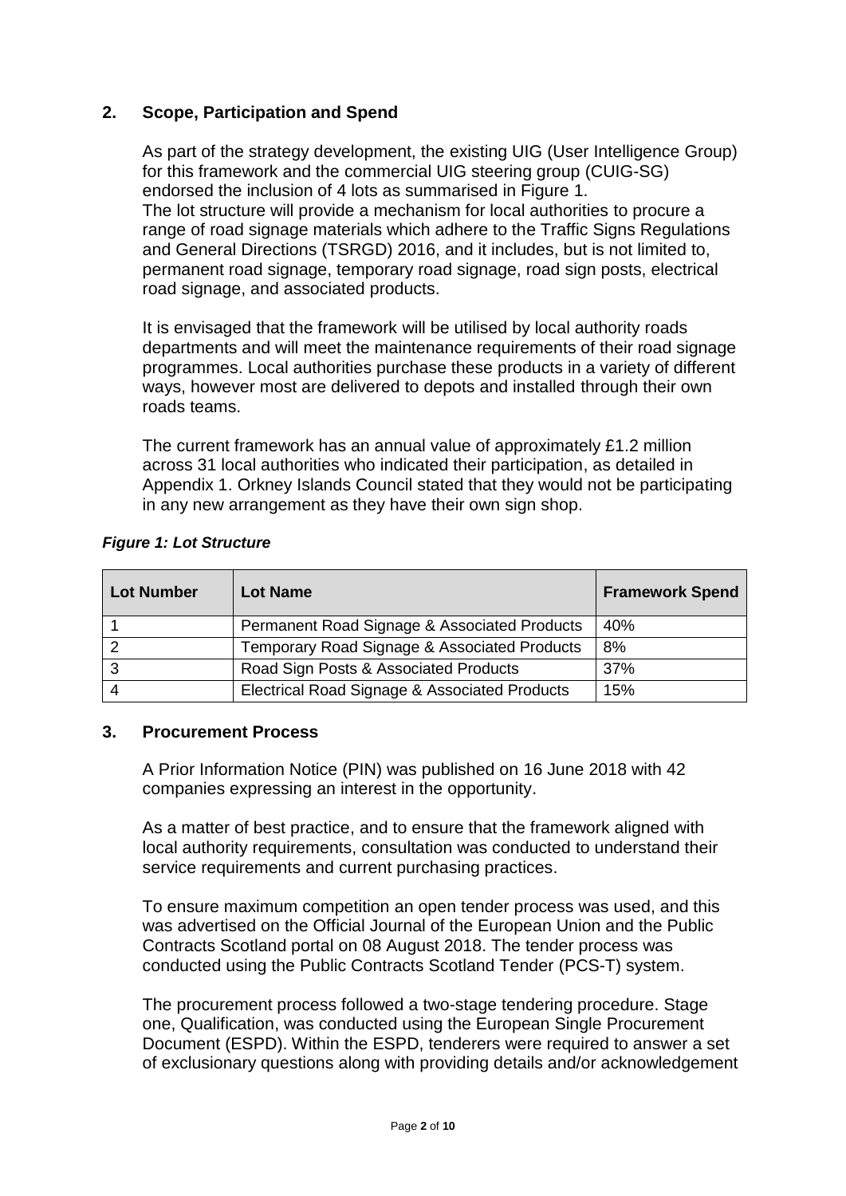## 2. Scope, Participation and Spend

As part of the strategy development, the existing UIG (User Intelligence Group) for this framework and the commercial UIG steering group (CUIG-SG) endorsed the inclusion of 4 lots as summarised in Figure 1.
The lot structure will provide a mechanism for local authorities to procure a range of road signage materials which adhere to the Traffic Signs Regulations and General Directions (TSRGD) 2016, and it includes, but is not limited to, permanent road signage, temporary road signage, road sign posts, electrical road signage, and associated products.

It is envisaged that the framework will be utilised by local authority roads departments and will meet the maintenance requirements of their road signage programmes. Local authorities purchase these products in a variety of different ways, however most are delivered to depots and installed through their own roads teams.

The current framework has an annual value of approximately £1.2 million across 31 local authorities who indicated their participation, as detailed in Appendix 1. Orkney Islands Council stated that they would not be participating in any new arrangement as they have their own sign shop.

***Figure 1: Lot Structure***

| Lot Number | Lot Name | Framework Spend |
|---|---|---|
| 1 | Permanent Road Signage & Associated Products | 40% |
| 2 | Temporary Road Signage & Associated Products | 8% |
| 3 | Road Sign Posts & Associated Products | 37% |
| 4 | Electrical Road Signage & Associated Products | 15% |

## 3. Procurement Process

A Prior Information Notice (PIN) was published on 16 June 2018 with 42 companies expressing an interest in the opportunity.

As a matter of best practice, and to ensure that the framework aligned with local authority requirements, consultation was conducted to understand their service requirements and current purchasing practices.

To ensure maximum competition an open tender process was used, and this was advertised on the Official Journal of the European Union and the Public Contracts Scotland portal on 08 August 2018. The tender process was conducted using the Public Contracts Scotland Tender (PCS-T) system.

The procurement process followed a two-stage tendering procedure. Stage one, Qualification, was conducted using the European Single Procurement Document (ESPD). Within the ESPD, tenderers were required to answer a set of exclusionary questions along with providing details and/or acknowledgement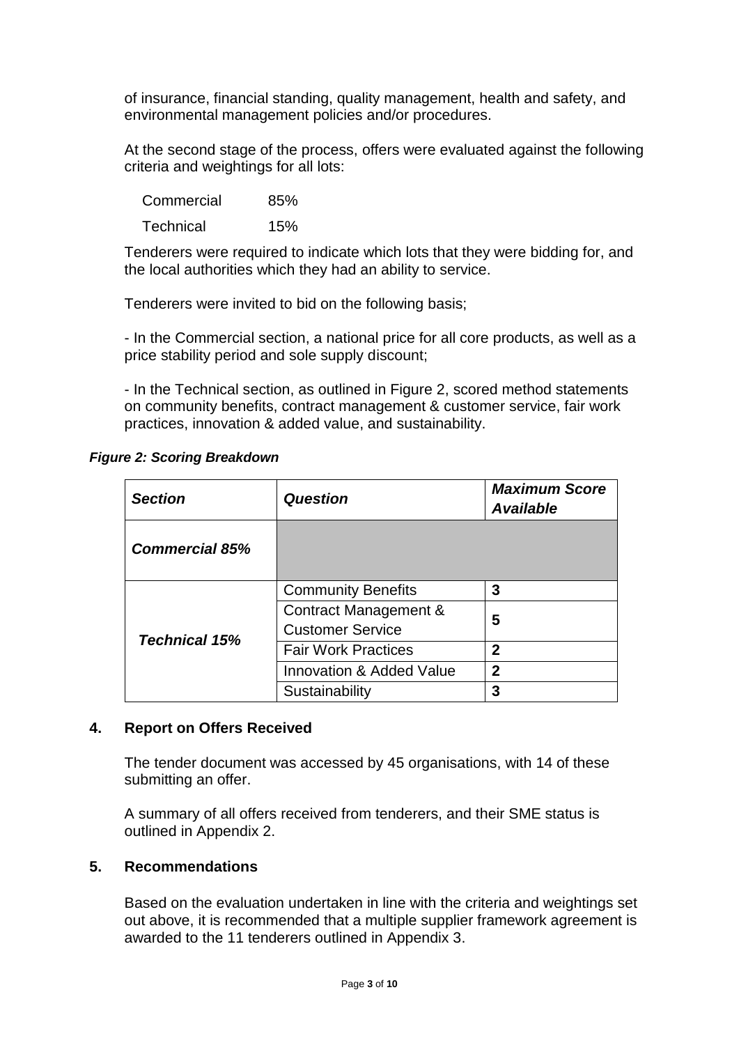of insurance, financial standing, quality management, health and safety, and environmental management policies and/or procedures.

At the second stage of the process, offers were evaluated against the following criteria and weightings for all lots:

| | |
|---|---|
| Commercial | 85% |
| Technical | 15% |

Tenderers were required to indicate which lots that they were bidding for, and the local authorities which they had an ability to service.

Tenderers were invited to bid on the following basis;

- In the Commercial section, a national price for all core products, as well as a price stability period and sole supply discount;

- In the Technical section, as outlined in Figure 2, scored method statements on community benefits, contract management & customer service, fair work practices, innovation & added value, and sustainability.

***Figure 2: Scoring Breakdown***

| ***Section*** | ***Question*** | ***Maximum Score Available*** |
|---|---|---|
| ***Commercial 85%*** | | |
| ***Technical 15%*** | Community Benefits | **3** |
| | Contract Management & Customer Service | **5** |
| | Fair Work Practices | **2** |
| | Innovation & Added Value | **2** |
| | Sustainability | **3** |

## 4. Report on Offers Received

The tender document was accessed by 45 organisations, with 14 of these submitting an offer.

A summary of all offers received from tenderers, and their SME status is outlined in Appendix 2.

## 5. Recommendations

Based on the evaluation undertaken in line with the criteria and weightings set out above, it is recommended that a multiple supplier framework agreement is awarded to the 11 tenderers outlined in Appendix 3.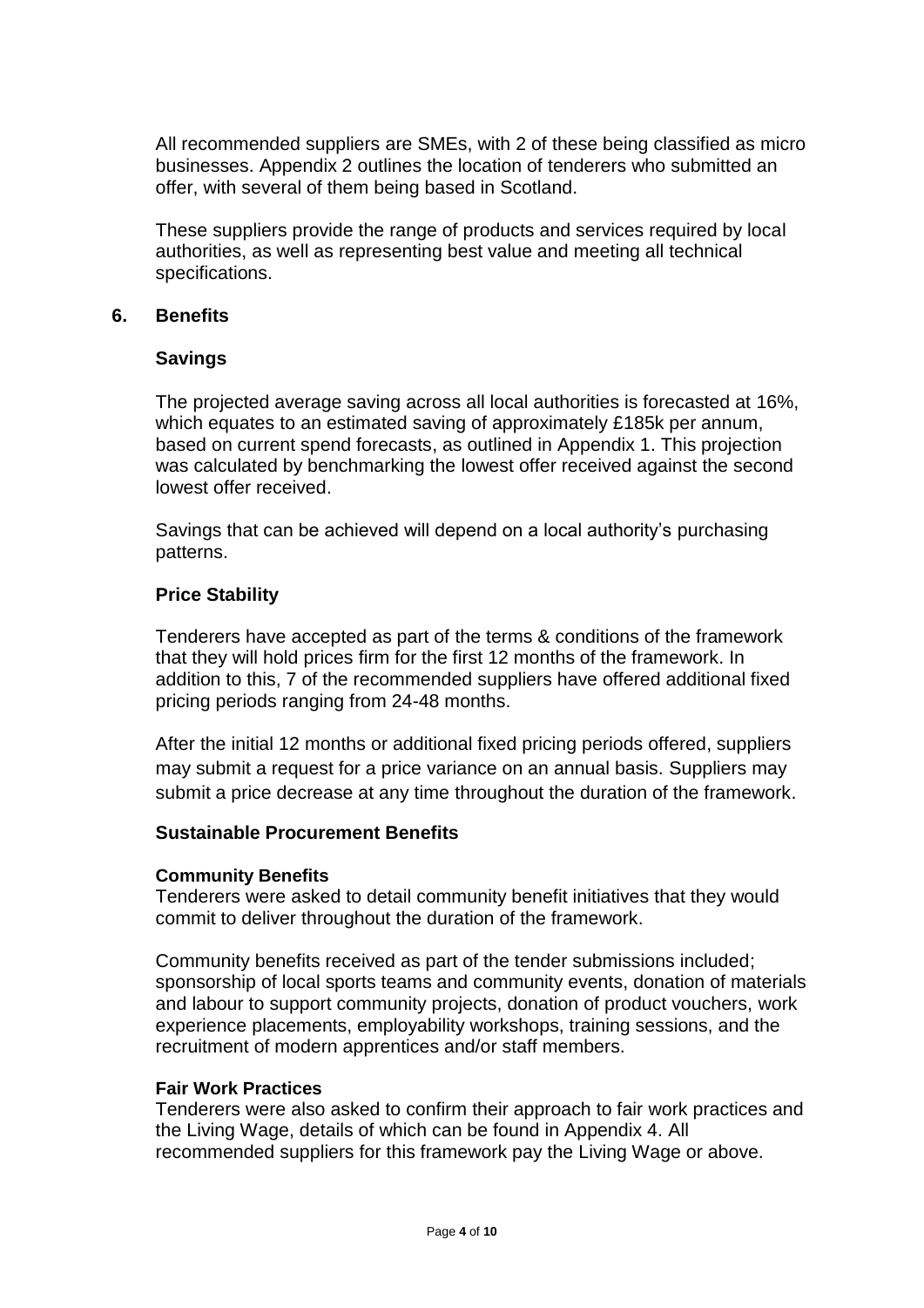All recommended suppliers are SMEs, with 2 of these being classified as micro businesses. Appendix 2 outlines the location of tenderers who submitted an offer, with several of them being based in Scotland.

These suppliers provide the range of products and services required by local authorities, as well as representing best value and meeting all technical specifications.

## 6. Benefits

### Savings

The projected average saving across all local authorities is forecasted at 16%, which equates to an estimated saving of approximately £185k per annum, based on current spend forecasts, as outlined in Appendix 1. This projection was calculated by benchmarking the lowest offer received against the second lowest offer received.

Savings that can be achieved will depend on a local authority's purchasing patterns.

### Price Stability

Tenderers have accepted as part of the terms & conditions of the framework that they will hold prices firm for the first 12 months of the framework. In addition to this, 7 of the recommended suppliers have offered additional fixed pricing periods ranging from 24-48 months.

After the initial 12 months or additional fixed pricing periods offered, suppliers may submit a request for a price variance on an annual basis. Suppliers may submit a price decrease at any time throughout the duration of the framework.

### Sustainable Procurement Benefits

**Community Benefits**
Tenderers were asked to detail community benefit initiatives that they would commit to deliver throughout the duration of the framework.

Community benefits received as part of the tender submissions included; sponsorship of local sports teams and community events, donation of materials and labour to support community projects, donation of product vouchers, work experience placements, employability workshops, training sessions, and the recruitment of modern apprentices and/or staff members.

**Fair Work Practices**
Tenderers were also asked to confirm their approach to fair work practices and the Living Wage, details of which can be found in Appendix 4. All recommended suppliers for this framework pay the Living Wage or above.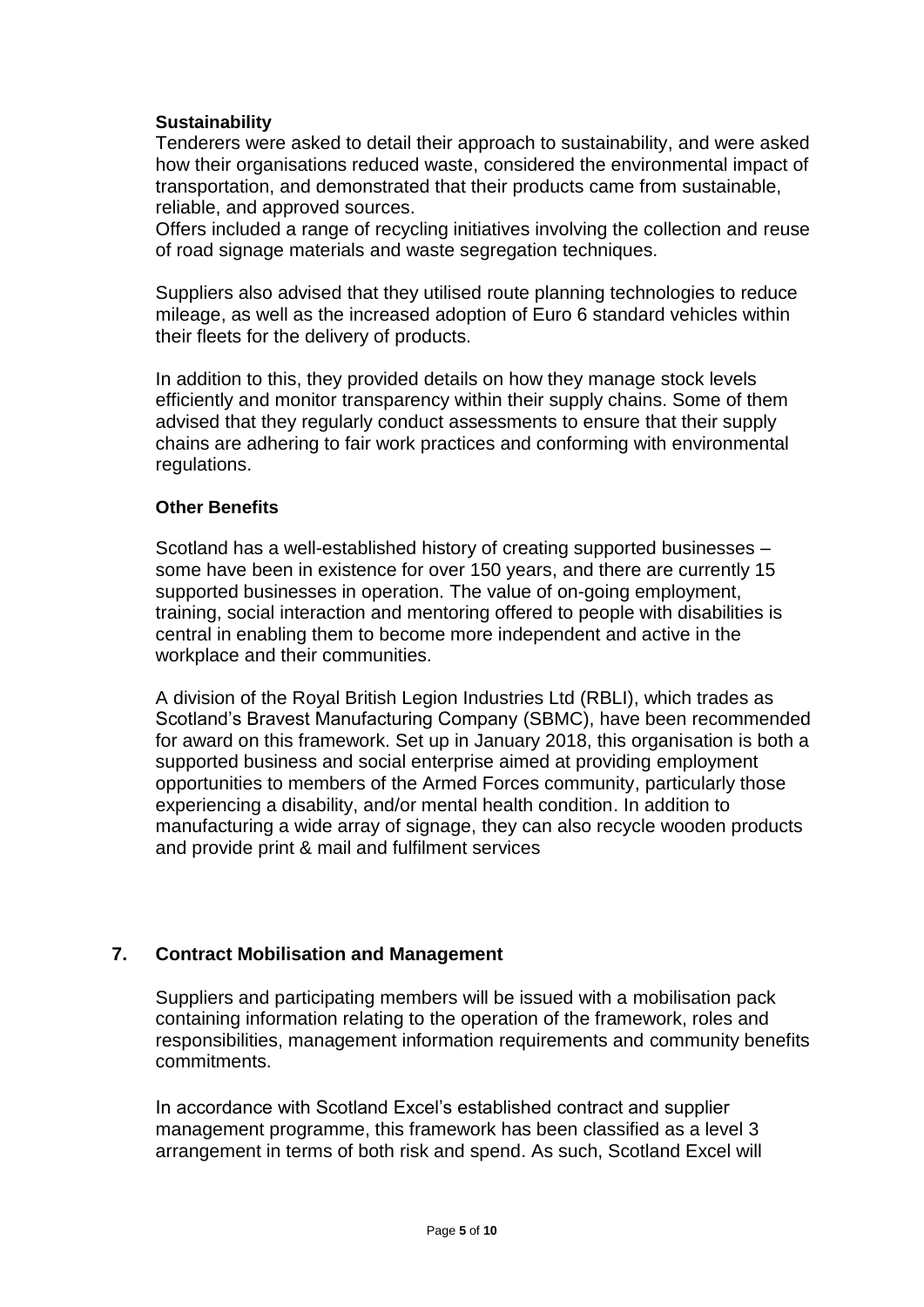**Sustainability**

Tenderers were asked to detail their approach to sustainability, and were asked how their organisations reduced waste, considered the environmental impact of transportation, and demonstrated that their products came from sustainable, reliable, and approved sources.

Offers included a range of recycling initiatives involving the collection and reuse of road signage materials and waste segregation techniques.

Suppliers also advised that they utilised route planning technologies to reduce mileage, as well as the increased adoption of Euro 6 standard vehicles within their fleets for the delivery of products.

In addition to this, they provided details on how they manage stock levels efficiently and monitor transparency within their supply chains. Some of them advised that they regularly conduct assessments to ensure that their supply chains are adhering to fair work practices and conforming with environmental regulations.

**Other Benefits**

Scotland has a well-established history of creating supported businesses – some have been in existence for over 150 years, and there are currently 15 supported businesses in operation. The value of on-going employment, training, social interaction and mentoring offered to people with disabilities is central in enabling them to become more independent and active in the workplace and their communities.

A division of the Royal British Legion Industries Ltd (RBLI), which trades as Scotland's Bravest Manufacturing Company (SBMC), have been recommended for award on this framework. Set up in January 2018, this organisation is both a supported business and social enterprise aimed at providing employment opportunities to members of the Armed Forces community, particularly those experiencing a disability, and/or mental health condition. In addition to manufacturing a wide array of signage, they can also recycle wooden products and provide print & mail and fulfilment services

## 7. Contract Mobilisation and Management

Suppliers and participating members will be issued with a mobilisation pack containing information relating to the operation of the framework, roles and responsibilities, management information requirements and community benefits commitments.

In accordance with Scotland Excel's established contract and supplier management programme, this framework has been classified as a level 3 arrangement in terms of both risk and spend. As such, Scotland Excel will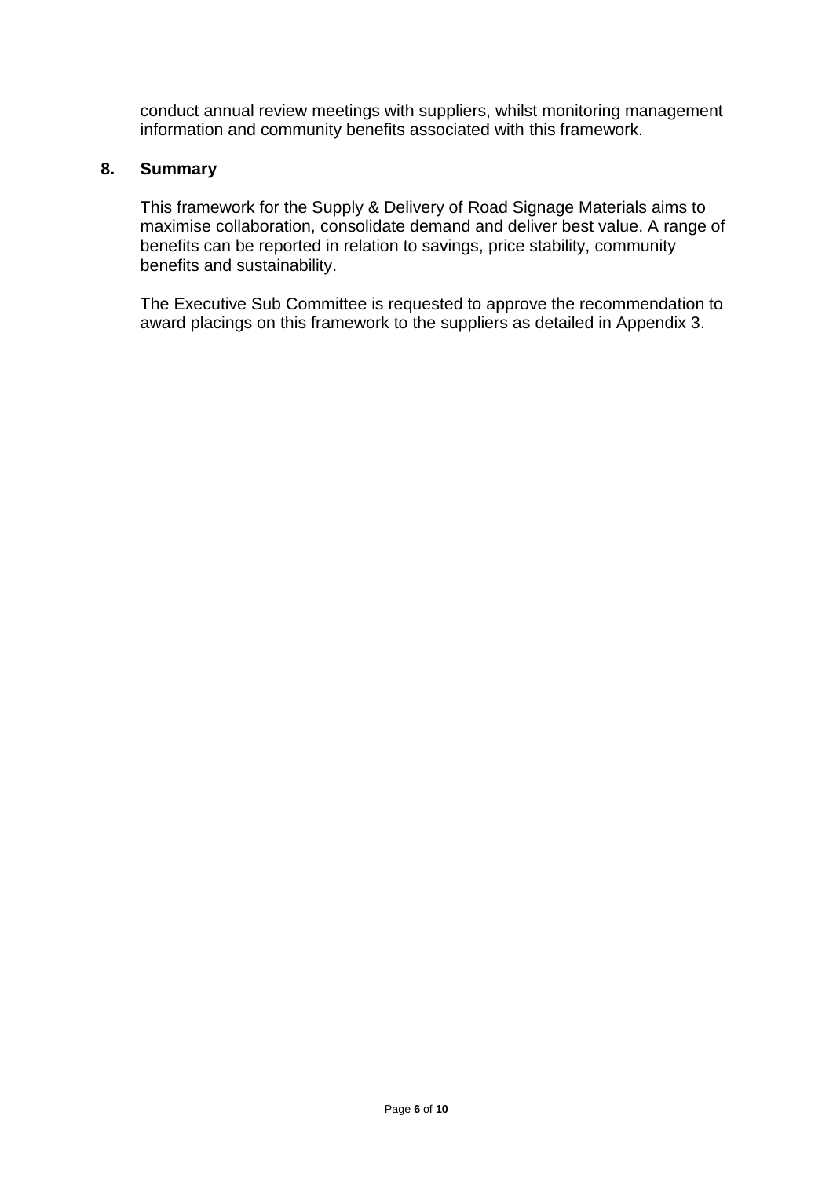conduct annual review meetings with suppliers, whilst monitoring management information and community benefits associated with this framework.

## 8. Summary

This framework for the Supply & Delivery of Road Signage Materials aims to maximise collaboration, consolidate demand and deliver best value. A range of benefits can be reported in relation to savings, price stability, community benefits and sustainability.

The Executive Sub Committee is requested to approve the recommendation to award placings on this framework to the suppliers as detailed in Appendix 3.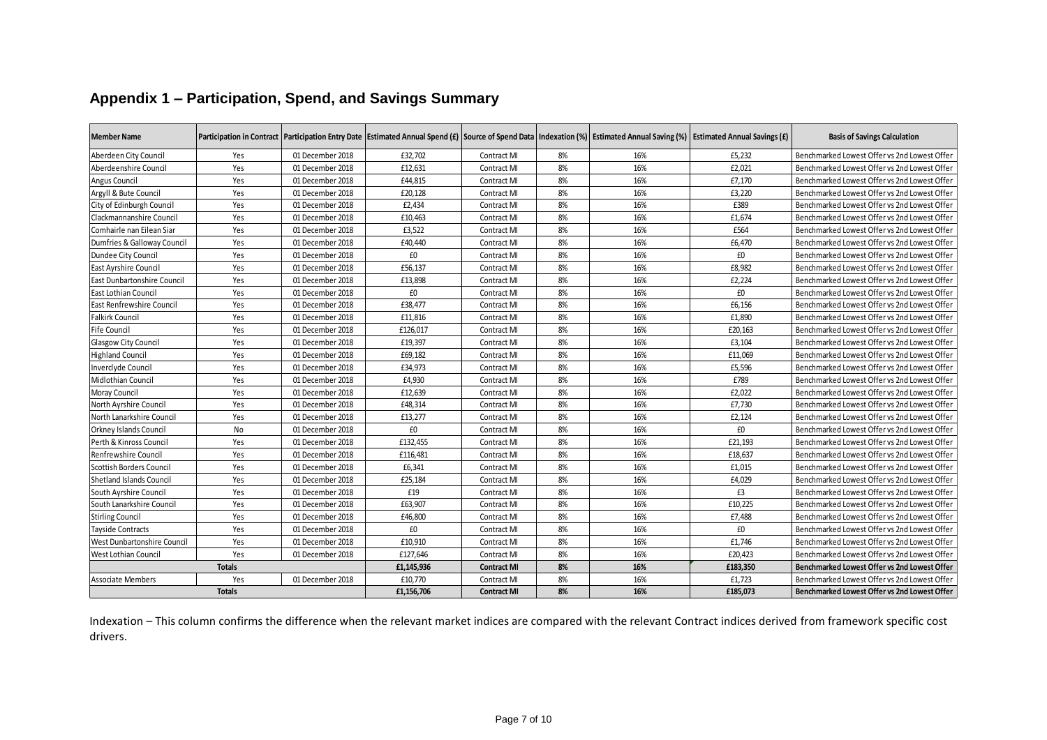## Appendix 1 – Participation, Spend, and Savings Summary

| Member Name | Participation in Contract | Participation Entry Date | Estimated Annual Spend (£) | Source of Spend Data | Indexation (%) | Estimated Annual Saving (%) | Estimated Annual Savings (£) | Basis of Savings Calculation |
|---|---|---|---|---|---|---|---|---|
| Aberdeen City Council | Yes | 01 December 2018 | £32,702 | Contract MI | 8% | 16% | £5,232 | Benchmarked Lowest Offer vs 2nd Lowest Offer |
| Aberdeenshire Council | Yes | 01 December 2018 | £12,631 | Contract MI | 8% | 16% | £2,021 | Benchmarked Lowest Offer vs 2nd Lowest Offer |
| Angus Council | Yes | 01 December 2018 | £44,815 | Contract MI | 8% | 16% | £7,170 | Benchmarked Lowest Offer vs 2nd Lowest Offer |
| Argyll & Bute Council | Yes | 01 December 2018 | £20,128 | Contract MI | 8% | 16% | £3,220 | Benchmarked Lowest Offer vs 2nd Lowest Offer |
| City of Edinburgh Council | Yes | 01 December 2018 | £2,434 | Contract MI | 8% | 16% | £389 | Benchmarked Lowest Offer vs 2nd Lowest Offer |
| Clackmannanshire Council | Yes | 01 December 2018 | £10,463 | Contract MI | 8% | 16% | £1,674 | Benchmarked Lowest Offer vs 2nd Lowest Offer |
| Comhairle nan Eilean Siar | Yes | 01 December 2018 | £3,522 | Contract MI | 8% | 16% | £564 | Benchmarked Lowest Offer vs 2nd Lowest Offer |
| Dumfries & Galloway Council | Yes | 01 December 2018 | £40,440 | Contract MI | 8% | 16% | £6,470 | Benchmarked Lowest Offer vs 2nd Lowest Offer |
| Dundee City Council | Yes | 01 December 2018 | £0 | Contract MI | 8% | 16% | £0 | Benchmarked Lowest Offer vs 2nd Lowest Offer |
| East Ayrshire Council | Yes | 01 December 2018 | £56,137 | Contract MI | 8% | 16% | £8,982 | Benchmarked Lowest Offer vs 2nd Lowest Offer |
| East Dunbartonshire Council | Yes | 01 December 2018 | £13,898 | Contract MI | 8% | 16% | £2,224 | Benchmarked Lowest Offer vs 2nd Lowest Offer |
| East Lothian Council | Yes | 01 December 2018 | £0 | Contract MI | 8% | 16% | £0 | Benchmarked Lowest Offer vs 2nd Lowest Offer |
| East Renfrewshire Council | Yes | 01 December 2018 | £38,477 | Contract MI | 8% | 16% | £6,156 | Benchmarked Lowest Offer vs 2nd Lowest Offer |
| Falkirk Council | Yes | 01 December 2018 | £11,816 | Contract MI | 8% | 16% | £1,890 | Benchmarked Lowest Offer vs 2nd Lowest Offer |
| Fife Council | Yes | 01 December 2018 | £126,017 | Contract MI | 8% | 16% | £20,163 | Benchmarked Lowest Offer vs 2nd Lowest Offer |
| Glasgow City Council | Yes | 01 December 2018 | £19,397 | Contract MI | 8% | 16% | £3,104 | Benchmarked Lowest Offer vs 2nd Lowest Offer |
| Highland Council | Yes | 01 December 2018 | £69,182 | Contract MI | 8% | 16% | £11,069 | Benchmarked Lowest Offer vs 2nd Lowest Offer |
| Inverclyde Council | Yes | 01 December 2018 | £34,973 | Contract MI | 8% | 16% | £5,596 | Benchmarked Lowest Offer vs 2nd Lowest Offer |
| Midlothian Council | Yes | 01 December 2018 | £4,930 | Contract MI | 8% | 16% | £789 | Benchmarked Lowest Offer vs 2nd Lowest Offer |
| Moray Council | Yes | 01 December 2018 | £12,639 | Contract MI | 8% | 16% | £2,022 | Benchmarked Lowest Offer vs 2nd Lowest Offer |
| North Ayrshire Council | Yes | 01 December 2018 | £48,314 | Contract MI | 8% | 16% | £7,730 | Benchmarked Lowest Offer vs 2nd Lowest Offer |
| North Lanarkshire Council | Yes | 01 December 2018 | £13,277 | Contract MI | 8% | 16% | £2,124 | Benchmarked Lowest Offer vs 2nd Lowest Offer |
| Orkney Islands Council | No | 01 December 2018 | £0 | Contract MI | 8% | 16% | £0 | Benchmarked Lowest Offer vs 2nd Lowest Offer |
| Perth & Kinross Council | Yes | 01 December 2018 | £132,455 | Contract MI | 8% | 16% | £21,193 | Benchmarked Lowest Offer vs 2nd Lowest Offer |
| Renfrewshire Council | Yes | 01 December 2018 | £116,481 | Contract MI | 8% | 16% | £18,637 | Benchmarked Lowest Offer vs 2nd Lowest Offer |
| Scottish Borders Council | Yes | 01 December 2018 | £6,341 | Contract MI | 8% | 16% | £1,015 | Benchmarked Lowest Offer vs 2nd Lowest Offer |
| Shetland Islands Council | Yes | 01 December 2018 | £25,184 | Contract MI | 8% | 16% | £4,029 | Benchmarked Lowest Offer vs 2nd Lowest Offer |
| South Ayrshire Council | Yes | 01 December 2018 | £19 | Contract MI | 8% | 16% | £3 | Benchmarked Lowest Offer vs 2nd Lowest Offer |
| South Lanarkshire Council | Yes | 01 December 2018 | £63,907 | Contract MI | 8% | 16% | £10,225 | Benchmarked Lowest Offer vs 2nd Lowest Offer |
| Stirling Council | Yes | 01 December 2018 | £46,800 | Contract MI | 8% | 16% | £7,488 | Benchmarked Lowest Offer vs 2nd Lowest Offer |
| Tayside Contracts | Yes | 01 December 2018 | £0 | Contract MI | 8% | 16% | £0 | Benchmarked Lowest Offer vs 2nd Lowest Offer |
| West Dunbartonshire Council | Yes | 01 December 2018 | £10,910 | Contract MI | 8% | 16% | £1,746 | Benchmarked Lowest Offer vs 2nd Lowest Offer |
| West Lothian Council | Yes | 01 December 2018 | £127,646 | Contract MI | 8% | 16% | £20,423 | Benchmarked Lowest Offer vs 2nd Lowest Offer |
| **Totals** | | | **£1,145,936** | **Contract MI** | **8%** | **16%** | **£183,350** | **Benchmarked Lowest Offer vs 2nd Lowest Offer** |
| Associate Members | Yes | 01 December 2018 | £10,770 | Contract MI | 8% | 16% | £1,723 | Benchmarked Lowest Offer vs 2nd Lowest Offer |
| **Totals** | | | **£1,156,706** | **Contract MI** | **8%** | **16%** | **£185,073** | **Benchmarked Lowest Offer vs 2nd Lowest Offer** |

Indexation – This column confirms the difference when the relevant market indices are compared with the relevant Contract indices derived from framework specific cost drivers.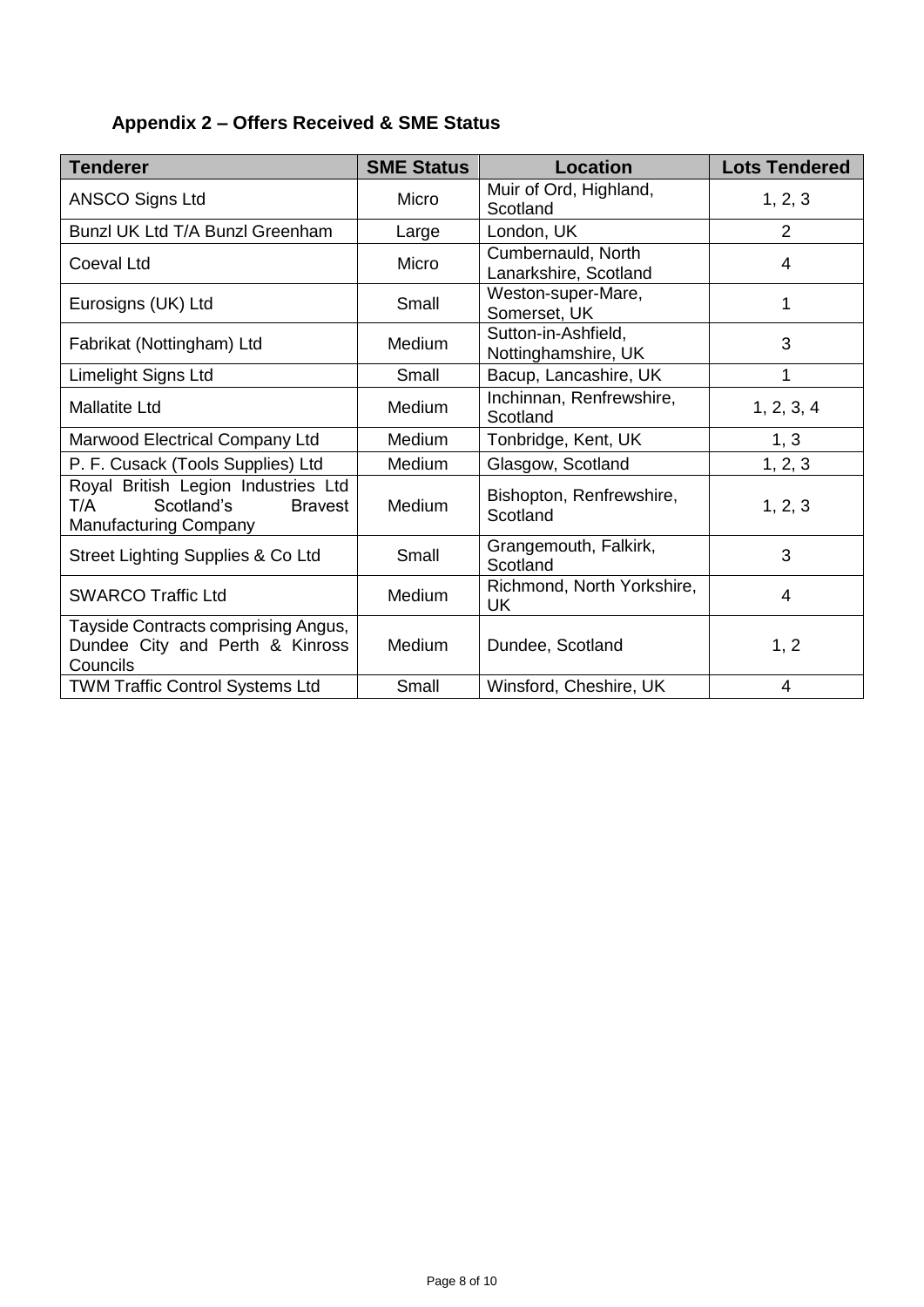## Appendix 2 – Offers Received & SME Status

| Tenderer | SME Status | Location | Lots Tendered |
|---|---|---|---|
| ANSCO Signs Ltd | Micro | Muir of Ord, Highland, Scotland | 1, 2, 3 |
| Bunzl UK Ltd T/A Bunzl Greenham | Large | London, UK | 2 |
| Coeval Ltd | Micro | Cumbernauld, North Lanarkshire, Scotland | 4 |
| Eurosigns (UK) Ltd | Small | Weston-super-Mare, Somerset, UK | 1 |
| Fabrikat (Nottingham) Ltd | Medium | Sutton-in-Ashfield, Nottinghamshire, UK | 3 |
| Limelight Signs Ltd | Small | Bacup, Lancashire, UK | 1 |
| Mallatite Ltd | Medium | Inchinnan, Renfrewshire, Scotland | 1, 2, 3, 4 |
| Marwood Electrical Company Ltd | Medium | Tonbridge, Kent, UK | 1, 3 |
| P. F. Cusack (Tools Supplies) Ltd | Medium | Glasgow, Scotland | 1, 2, 3 |
| Royal British Legion Industries Ltd T/A Scotland's Bravest Manufacturing Company | Medium | Bishopton, Renfrewshire, Scotland | 1, 2, 3 |
| Street Lighting Supplies & Co Ltd | Small | Grangemouth, Falkirk, Scotland | 3 |
| SWARCO Traffic Ltd | Medium | Richmond, North Yorkshire, UK | 4 |
| Tayside Contracts comprising Angus, Dundee City and Perth & Kinross Councils | Medium | Dundee, Scotland | 1, 2 |
| TWM Traffic Control Systems Ltd | Small | Winsford, Cheshire, UK | 4 |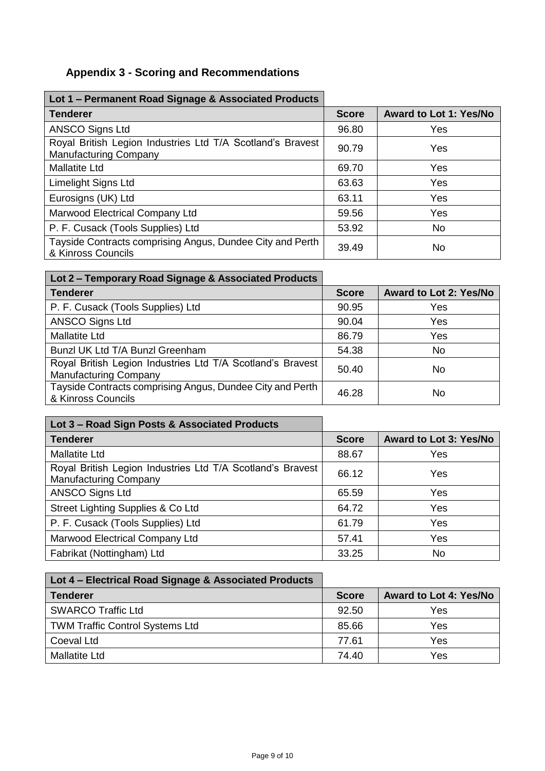## Appendix 3 - Scoring and Recommendations

| Lot 1 – Permanent Road Signage & Associated Products | | |
|---|---|---|
| **Tenderer** | **Score** | **Award to Lot 1: Yes/No** |
| ANSCO Signs Ltd | 96.80 | Yes |
| Royal British Legion Industries Ltd T/A Scotland's Bravest Manufacturing Company | 90.79 | Yes |
| Mallatite Ltd | 69.70 | Yes |
| Limelight Signs Ltd | 63.63 | Yes |
| Eurosigns (UK) Ltd | 63.11 | Yes |
| Marwood Electrical Company Ltd | 59.56 | Yes |
| P. F. Cusack (Tools Supplies) Ltd | 53.92 | No |
| Tayside Contracts comprising Angus, Dundee City and Perth & Kinross Councils | 39.49 | No |

| Lot 2 – Temporary Road Signage & Associated Products | | |
|---|---|---|
| **Tenderer** | **Score** | **Award to Lot 2: Yes/No** |
| P. F. Cusack (Tools Supplies) Ltd | 90.95 | Yes |
| ANSCO Signs Ltd | 90.04 | Yes |
| Mallatite Ltd | 86.79 | Yes |
| Bunzl UK Ltd T/A Bunzl Greenham | 54.38 | No |
| Royal British Legion Industries Ltd T/A Scotland's Bravest Manufacturing Company | 50.40 | No |
| Tayside Contracts comprising Angus, Dundee City and Perth & Kinross Councils | 46.28 | No |

| Lot 3 – Road Sign Posts & Associated Products | | |
|---|---|---|
| **Tenderer** | **Score** | **Award to Lot 3: Yes/No** |
| Mallatite Ltd | 88.67 | Yes |
| Royal British Legion Industries Ltd T/A Scotland's Bravest Manufacturing Company | 66.12 | Yes |
| ANSCO Signs Ltd | 65.59 | Yes |
| Street Lighting Supplies & Co Ltd | 64.72 | Yes |
| P. F. Cusack (Tools Supplies) Ltd | 61.79 | Yes |
| Marwood Electrical Company Ltd | 57.41 | Yes |
| Fabrikat (Nottingham) Ltd | 33.25 | No |

| Lot 4 – Electrical Road Signage & Associated Products | | |
|---|---|---|
| **Tenderer** | **Score** | **Award to Lot 4: Yes/No** |
| SWARCO Traffic Ltd | 92.50 | Yes |
| TWM Traffic Control Systems Ltd | 85.66 | Yes |
| Coeval Ltd | 77.61 | Yes |
| Mallatite Ltd | 74.40 | Yes |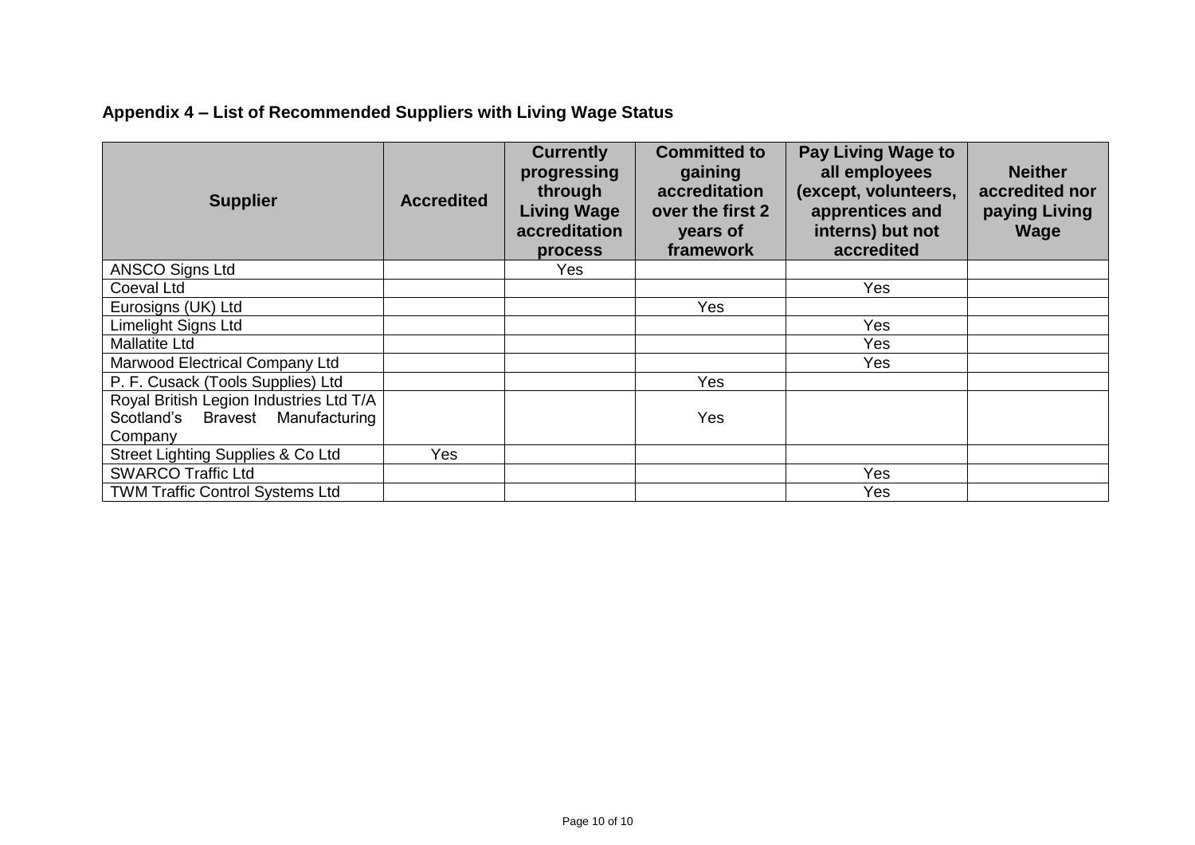## Appendix 4 – List of Recommended Suppliers with Living Wage Status

| Supplier | Accredited | Currently progressing through Living Wage accreditation process | Committed to gaining accreditation over the first 2 years of framework | Pay Living Wage to all employees (except, volunteers, apprentices and interns) but not accredited | Neither accredited nor paying Living Wage |
|---|---|---|---|---|---|
| ANSCO Signs Ltd | | Yes | | | |
| Coeval Ltd | | | | Yes | |
| Eurosigns (UK) Ltd | | | Yes | | |
| Limelight Signs Ltd | | | | Yes | |
| Mallatite Ltd | | | | Yes | |
| Marwood Electrical Company Ltd | | | | Yes | |
| P. F. Cusack (Tools Supplies) Ltd | | | Yes | | |
| Royal British Legion Industries Ltd T/A Scotland's Bravest Manufacturing Company | | | Yes | | |
| Street Lighting Supplies & Co Ltd | Yes | | | | |
| SWARCO Traffic Ltd | | | | Yes | |
| TWM Traffic Control Systems Ltd | | | | Yes | |